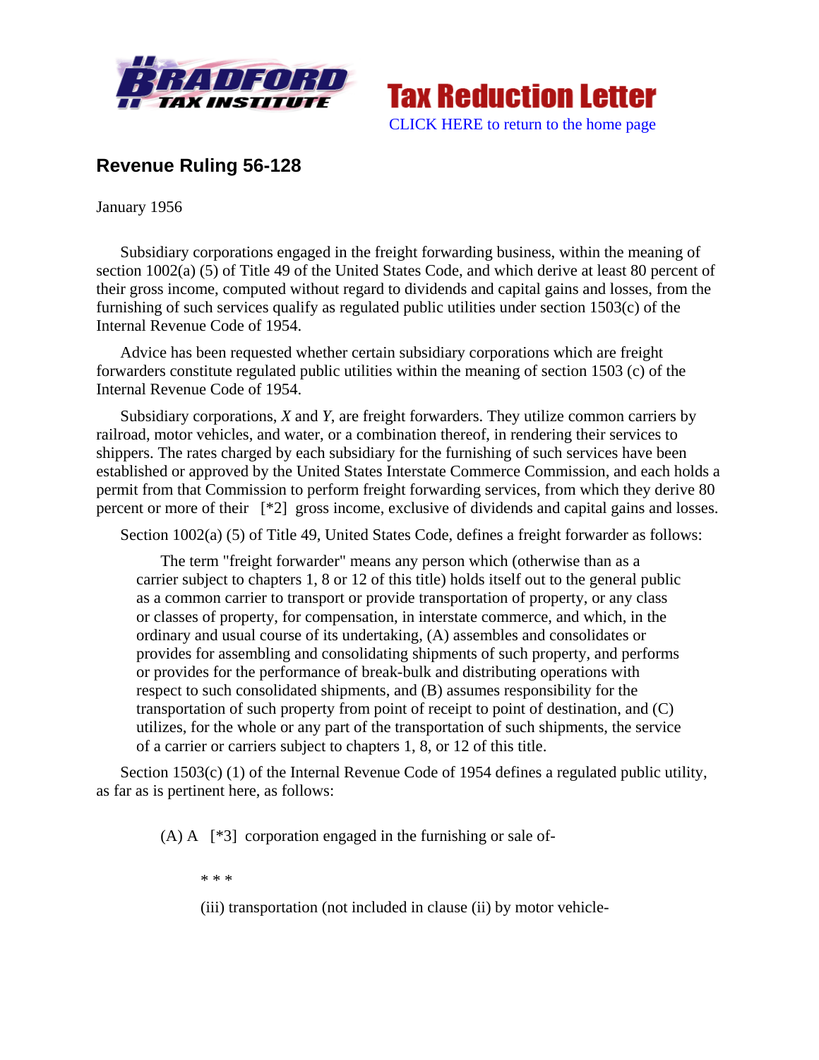# Revenue Ruling 56-128

January 1956

Subsidiary corporations engaged in the freight forwarding business, within the meaning of section 1002(a) (5) of Title 49 of the United States Code, and which derive at least 80 percent of their gross income, computed without regard to dividends and capital gains and losses, from the furnishing of such services qualify as regulated public utilities under section 1503(c) of the Internal Revenue Code of 1954.

Advice has been requested whether certain subsidiary corporations which are freight forwarders constitute regulated public utilities within the meaning of section 1503 (c) of the Internal Revenue Code of 1954.

Subsidiary corporations, *X* and *Y*, are freight forwarders. They utilize common carriers by railroad, motor vehicles, and water, or a combination thereof, in rendering their services to shippers. The rates charged by each subsidiary for the furnishing of such services have been established or approved by the United States Interstate Commerce Commission, and each holds a permit from that Commission to perform freight forwarding services, from which they derive 80 percent or more of their [*2] gross income, exclusive of dividends and capital gains and losses.

Section 1002(a) (5) of Title 49, United States Code, defines a freight forwarder as follows:

> The term "freight forwarder" means any person which (otherwise than as a carrier subject to chapters 1, 8 or 12 of this title) holds itself out to the general public as a common carrier to transport or provide transportation of property, or any class or classes of property, for compensation, in interstate commerce, and which, in the ordinary and usual course of its undertaking, (A) assembles and consolidates or provides for assembling and consolidating shipments of such property, and performs or provides for the performance of break-bulk and distributing operations with respect to such consolidated shipments, and (B) assumes responsibility for the transportation of such property from point of receipt to point of destination, and (C) utilizes, for the whole or any part of the transportation of such shipments, the service of a carrier or carriers subject to chapters 1, 8, or 12 of this title.

Section 1503(c) (1) of the Internal Revenue Code of 1954 defines a regulated public utility, as far as is pertinent here, as follows:

> (A) A [*3] corporation engaged in the furnishing or sale of-
>
> > * * *
> >
> > (iii) transportation (not included in clause (ii) by motor vehicle-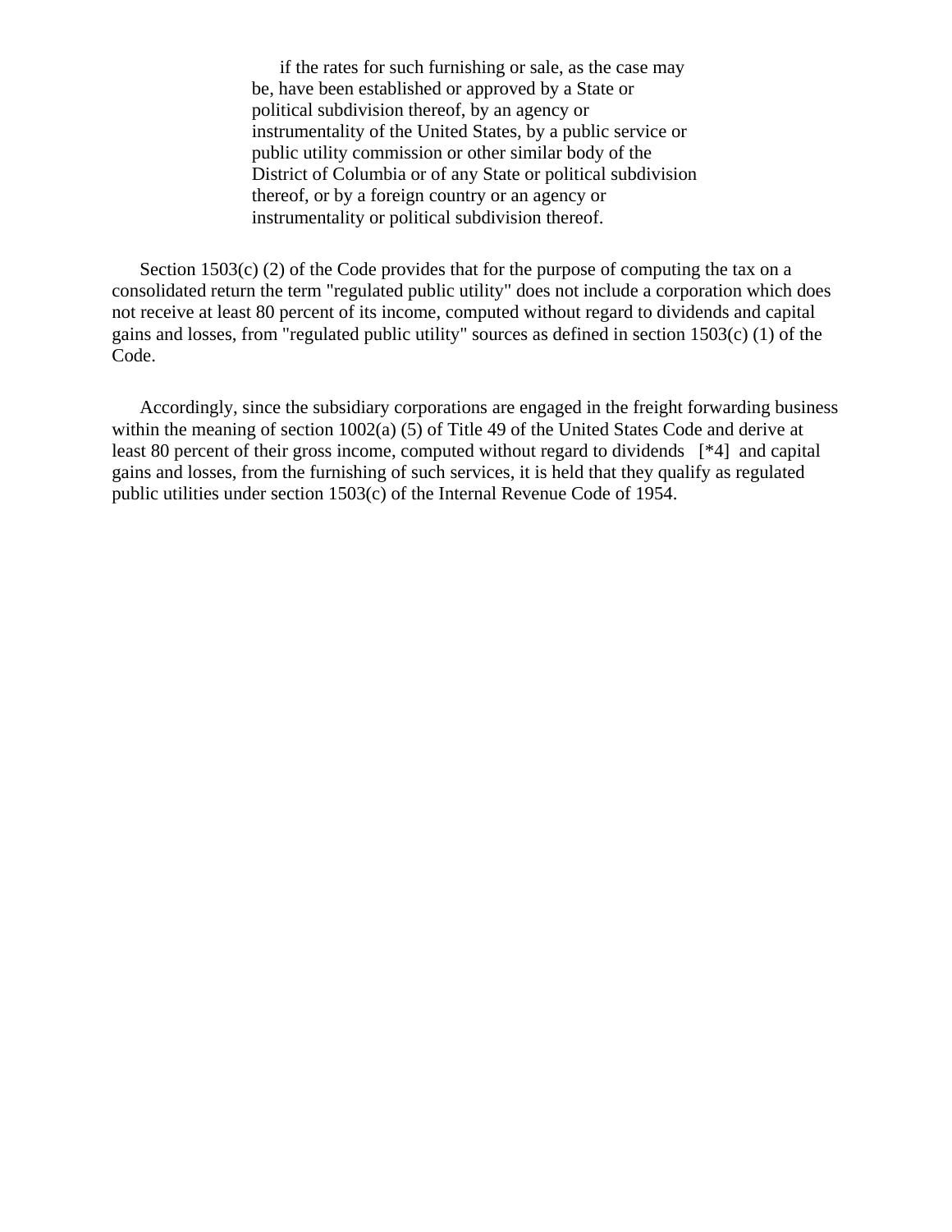> if the rates for such furnishing or sale, as the case may be, have been established or approved by a State or political subdivision thereof, by an agency or instrumentality of the United States, by a public service or public utility commission or other similar body of the District of Columbia or of any State or political subdivision thereof, or by a foreign country or an agency or instrumentality or political subdivision thereof.

Section 1503(c) (2) of the Code provides that for the purpose of computing the tax on a consolidated return the term "regulated public utility" does not include a corporation which does not receive at least 80 percent of its income, computed without regard to dividends and capital gains and losses, from "regulated public utility" sources as defined in section 1503(c) (1) of the Code.

Accordingly, since the subsidiary corporations are engaged in the freight forwarding business within the meaning of section 1002(a) (5) of Title 49 of the United States Code and derive at least 80 percent of their gross income, computed without regard to dividends [*4] and capital gains and losses, from the furnishing of such services, it is held that they qualify as regulated public utilities under section 1503(c) of the Internal Revenue Code of 1954.